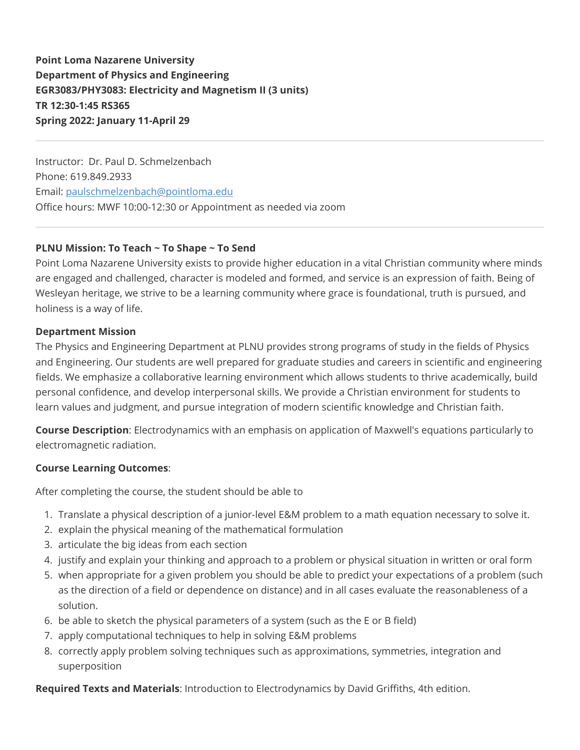**Point Loma Nazarene University**
**Department of Physics and Engineering**
**EGR3083/PHY3083: Electricity and Magnetism II (3 units)**
**TR 12:30-1:45 RS365**
**Spring 2022: January 11-April 29**

---

Instructor: Dr. Paul D. Schmelzenbach
Phone: 619.849.2933
Email: [paulschmelzenbach@pointloma.edu](mailto:paulschmelzenbach@pointloma.edu)
Office hours: MWF 10:00-12:30 or Appointment as needed via zoom

---

**PLNU Mission: To Teach ~ To Shape ~ To Send**

Point Loma Nazarene University exists to provide higher education in a vital Christian community where minds are engaged and challenged, character is modeled and formed, and service is an expression of faith. Being of Wesleyan heritage, we strive to be a learning community where grace is foundational, truth is pursued, and holiness is a way of life.

**Department Mission**

The Physics and Engineering Department at PLNU provides strong programs of study in the fields of Physics and Engineering. Our students are well prepared for graduate studies and careers in scientific and engineering fields. We emphasize a collaborative learning environment which allows students to thrive academically, build personal confidence, and develop interpersonal skills. We provide a Christian environment for students to learn values and judgment, and pursue integration of modern scientific knowledge and Christian faith.

**Course Description**: Electrodynamics with an emphasis on application of Maxwell's equations particularly to electromagnetic radiation.

**Course Learning Outcomes**:

After completing the course, the student should be able to

1. Translate a physical description of a junior-level E&M problem to a math equation necessary to solve it.
2. explain the physical meaning of the mathematical formulation
3. articulate the big ideas from each section
4. justify and explain your thinking and approach to a problem or physical situation in written or oral form
5. when appropriate for a given problem you should be able to predict your expectations of a problem (such as the direction of a field or dependence on distance) and in all cases evaluate the reasonableness of a solution.
6. be able to sketch the physical parameters of a system (such as the E or B field)
7. apply computational techniques to help in solving E&M problems
8. correctly apply problem solving techniques such as approximations, symmetries, integration and superposition

**Required Texts and Materials**: Introduction to Electrodynamics by David Griffiths, 4th edition.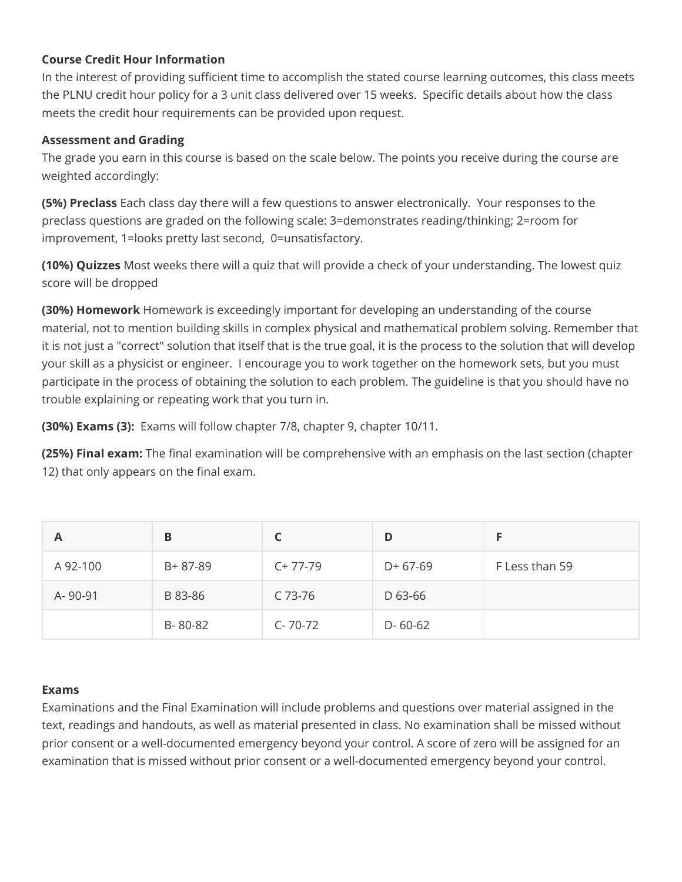**Course Credit Hour Information**

In the interest of providing sufficient time to accomplish the stated course learning outcomes, this class meets the PLNU credit hour policy for a 3 unit class delivered over 15 weeks. Specific details about how the class meets the credit hour requirements can be provided upon request.

**Assessment and Grading**

The grade you earn in this course is based on the scale below. The points you receive during the course are weighted accordingly:

**(5%) Preclass** Each class day there will a few questions to answer electronically. Your responses to the preclass questions are graded on the following scale: 3=demonstrates reading/thinking; 2=room for improvement, 1=looks pretty last second, 0=unsatisfactory.

**(10%) Quizzes** Most weeks there will a quiz that will provide a check of your understanding. The lowest quiz score will be dropped

**(30%) Homework** Homework is exceedingly important for developing an understanding of the course material, not to mention building skills in complex physical and mathematical problem solving. Remember that it is not just a "correct" solution that itself that is the true goal, it is the process to the solution that will develop your skill as a physicist or engineer. I encourage you to work together on the homework sets, but you must participate in the process of obtaining the solution to each problem. The guideline is that you should have no trouble explaining or repeating work that you turn in.

**(30%) Exams (3):** Exams will follow chapter 7/8, chapter 9, chapter 10/11.

**(25%) Final exam:** The final examination will be comprehensive with an emphasis on the last section (chapter 12) that only appears on the final exam.

| A | B | C | D | F |
|---|---|---|---|---|
| A 92-100 | B+ 87-89 | C+ 77-79 | D+ 67-69 | F Less than 59 |
| A- 90-91 | B 83-86 | C 73-76 | D 63-66 | |
| | B- 80-82 | C- 70-72 | D- 60-62 | |

**Exams**

Examinations and the Final Examination will include problems and questions over material assigned in the text, readings and handouts, as well as material presented in class. No examination shall be missed without prior consent or a well-documented emergency beyond your control. A score of zero will be assigned for an examination that is missed without prior consent or a well-documented emergency beyond your control.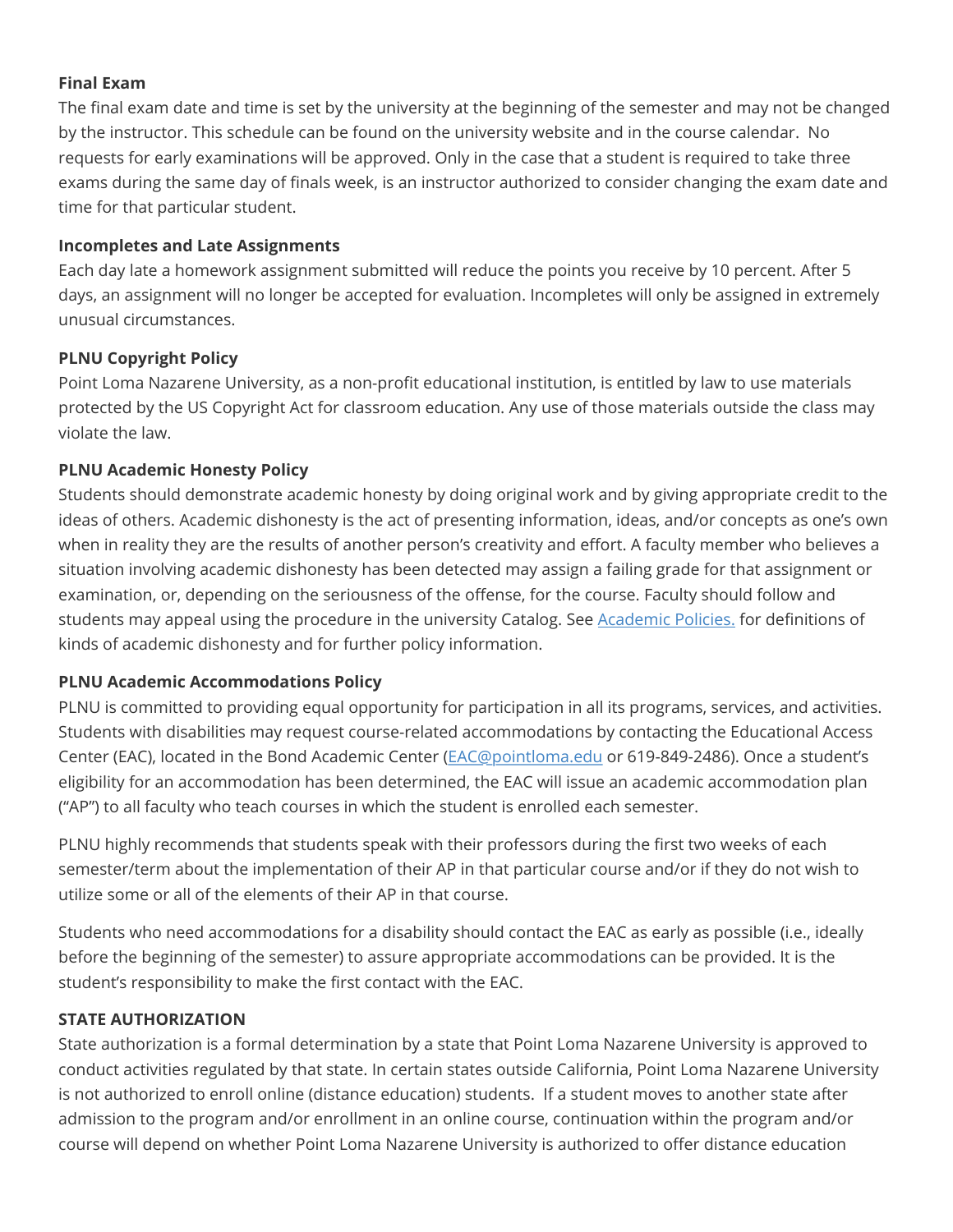**Final Exam**

The final exam date and time is set by the university at the beginning of the semester and may not be changed by the instructor. This schedule can be found on the university website and in the course calendar. No requests for early examinations will be approved. Only in the case that a student is required to take three exams during the same day of finals week, is an instructor authorized to consider changing the exam date and time for that particular student.

**Incompletes and Late Assignments**

Each day late a homework assignment submitted will reduce the points you receive by 10 percent. After 5 days, an assignment will no longer be accepted for evaluation. Incompletes will only be assigned in extremely unusual circumstances.

**PLNU Copyright Policy**

Point Loma Nazarene University, as a non-profit educational institution, is entitled by law to use materials protected by the US Copyright Act for classroom education. Any use of those materials outside the class may violate the law.

**PLNU Academic Honesty Policy**

Students should demonstrate academic honesty by doing original work and by giving appropriate credit to the ideas of others. Academic dishonesty is the act of presenting information, ideas, and/or concepts as one's own when in reality they are the results of another person's creativity and effort. A faculty member who believes a situation involving academic dishonesty has been detected may assign a failing grade for that assignment or examination, or, depending on the seriousness of the offense, for the course. Faculty should follow and students may appeal using the procedure in the university Catalog. See [Academic Policies.]() for definitions of kinds of academic dishonesty and for further policy information.

**PLNU Academic Accommodations Policy**

PLNU is committed to providing equal opportunity for participation in all its programs, services, and activities. Students with disabilities may request course-related accommodations by contacting the Educational Access Center (EAC), located in the Bond Academic Center (EAC@pointloma.edu or 619-849-2486). Once a student's eligibility for an accommodation has been determined, the EAC will issue an academic accommodation plan ("AP") to all faculty who teach courses in which the student is enrolled each semester.

PLNU highly recommends that students speak with their professors during the first two weeks of each semester/term about the implementation of their AP in that particular course and/or if they do not wish to utilize some or all of the elements of their AP in that course.

Students who need accommodations for a disability should contact the EAC as early as possible (i.e., ideally before the beginning of the semester) to assure appropriate accommodations can be provided. It is the student's responsibility to make the first contact with the EAC.

**STATE AUTHORIZATION**

State authorization is a formal determination by a state that Point Loma Nazarene University is approved to conduct activities regulated by that state. In certain states outside California, Point Loma Nazarene University is not authorized to enroll online (distance education) students. If a student moves to another state after admission to the program and/or enrollment in an online course, continuation within the program and/or course will depend on whether Point Loma Nazarene University is authorized to offer distance education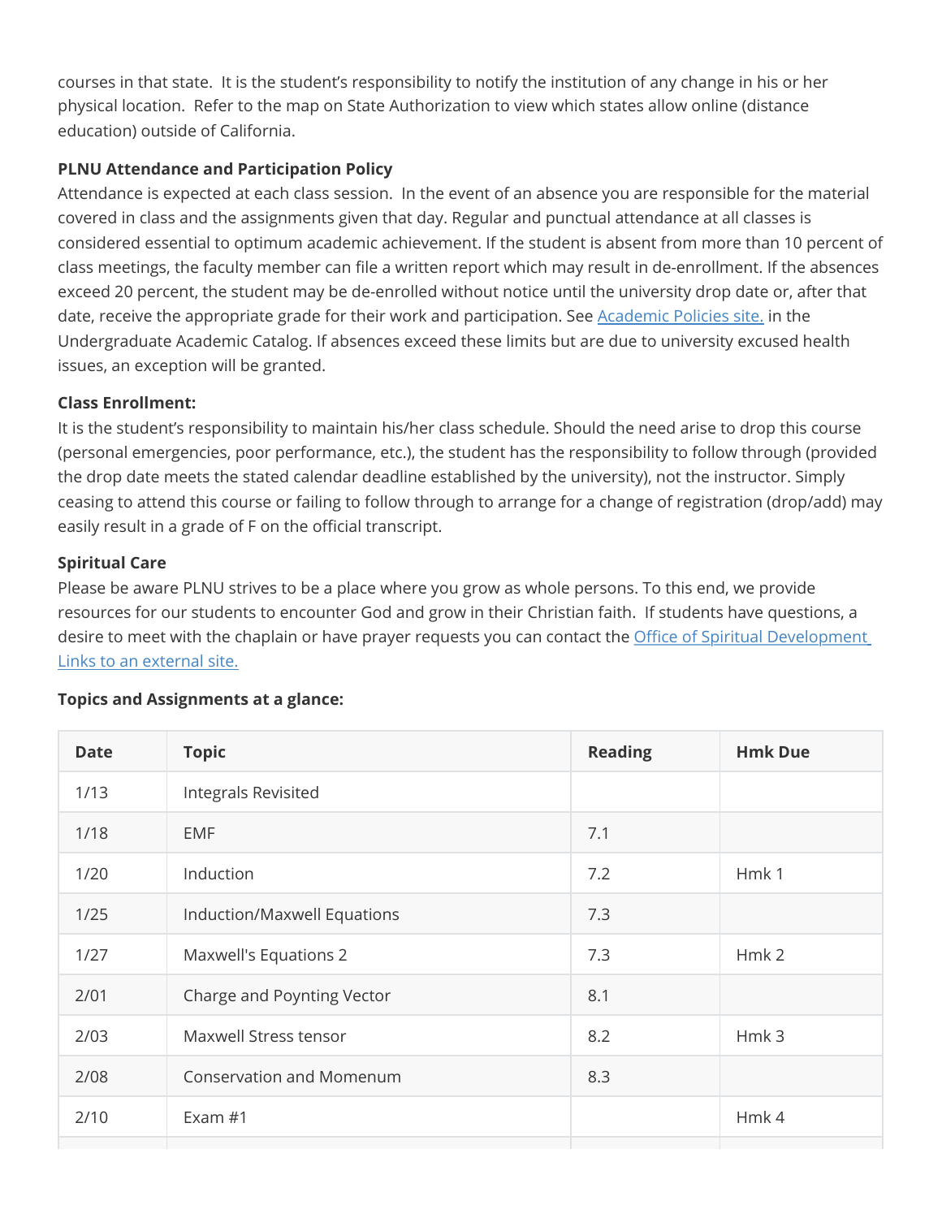courses in that state. It is the student's responsibility to notify the institution of any change in his or her physical location. Refer to the map on State Authorization to view which states allow online (distance education) outside of California.

**PLNU Attendance and Participation Policy**

Attendance is expected at each class session. In the event of an absence you are responsible for the material covered in class and the assignments given that day. Regular and punctual attendance at all classes is considered essential to optimum academic achievement. If the student is absent from more than 10 percent of class meetings, the faculty member can file a written report which may result in de-enrollment. If the absences exceed 20 percent, the student may be de-enrolled without notice until the university drop date or, after that date, receive the appropriate grade for their work and participation. See [Academic Policies site.]() in the Undergraduate Academic Catalog. If absences exceed these limits but are due to university excused health issues, an exception will be granted.

**Class Enrollment:**

It is the student's responsibility to maintain his/her class schedule. Should the need arise to drop this course (personal emergencies, poor performance, etc.), the student has the responsibility to follow through (provided the drop date meets the stated calendar deadline established by the university), not the instructor. Simply ceasing to attend this course or failing to follow through to arrange for a change of registration (drop/add) may easily result in a grade of F on the official transcript.

**Spiritual Care**

Please be aware PLNU strives to be a place where you grow as whole persons. To this end, we provide resources for our students to encounter God and grow in their Christian faith. If students have questions, a desire to meet with the chaplain or have prayer requests you can contact the [Office of Spiritual Development Links to an external site.]()

**Topics and Assignments at a glance:**

| Date | Topic | Reading | Hmk Due |
|---|---|---|---|
| 1/13 | Integrals Revisited | | |
| 1/18 | EMF | 7.1 | |
| 1/20 | Induction | 7.2 | Hmk 1 |
| 1/25 | Induction/Maxwell Equations | 7.3 | |
| 1/27 | Maxwell's Equations 2 | 7.3 | Hmk 2 |
| 2/01 | Charge and Poynting Vector | 8.1 | |
| 2/03 | Maxwell Stress tensor | 8.2 | Hmk 3 |
| 2/08 | Conservation and Momenum | 8.3 | |
| 2/10 | Exam #1 | | Hmk 4 |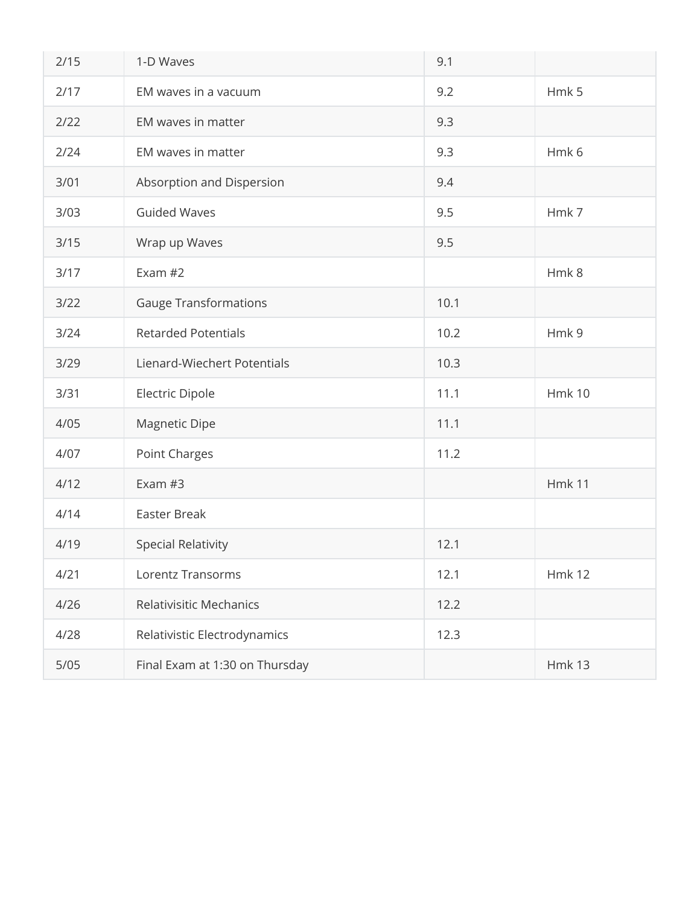| | | | |
|---|---|---|---|
| 2/15 | 1-D Waves | 9.1 | |
| 2/17 | EM waves in a vacuum | 9.2 | Hmk 5 |
| 2/22 | EM waves in matter | 9.3 | |
| 2/24 | EM waves in matter | 9.3 | Hmk 6 |
| 3/01 | Absorption and Dispersion | 9.4 | |
| 3/03 | Guided Waves | 9.5 | Hmk 7 |
| 3/15 | Wrap up Waves | 9.5 | |
| 3/17 | Exam #2 | | Hmk 8 |
| 3/22 | Gauge Transformations | 10.1 | |
| 3/24 | Retarded Potentials | 10.2 | Hmk 9 |
| 3/29 | Lienard-Wiechert Potentials | 10.3 | |
| 3/31 | Electric Dipole | 11.1 | Hmk 10 |
| 4/05 | Magnetic Dipe | 11.1 | |
| 4/07 | Point Charges | 11.2 | |
| 4/12 | Exam #3 | | Hmk 11 |
| 4/14 | Easter Break | | |
| 4/19 | Special Relativity | 12.1 | |
| 4/21 | Lorentz Transorms | 12.1 | Hmk 12 |
| 4/26 | Relativisitic Mechanics | 12.2 | |
| 4/28 | Relativistic Electrodynamics | 12.3 | |
| 5/05 | Final Exam at 1:30 on Thursday | | Hmk 13 |